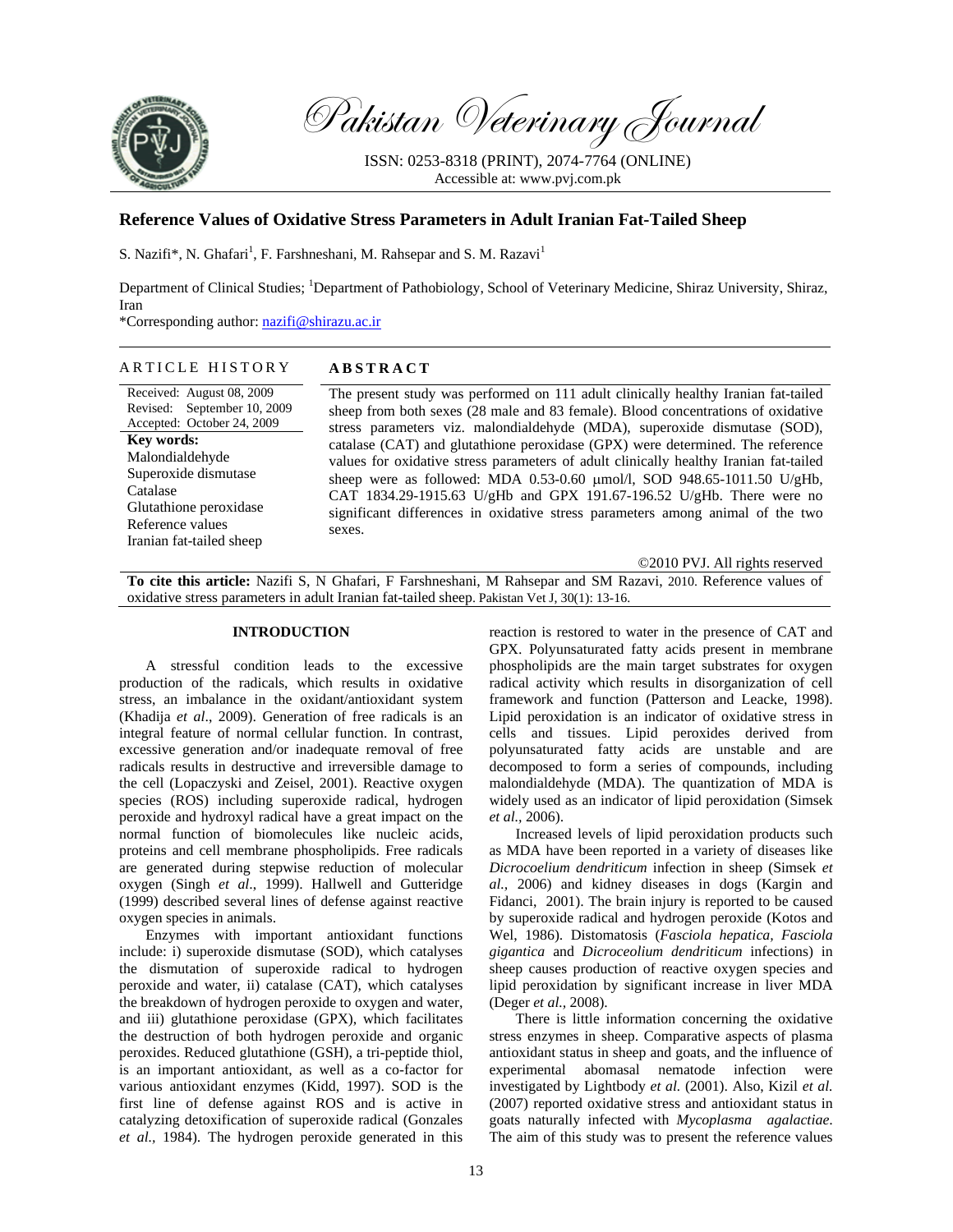# Reference Values of Oxidative Stress Parameters in Adult Iranian Fat-Tailed Sheep

S. Nazifi*, N. Ghafari[1], F. Farshneshani, M. Rahsepar and S. M. Razavi[1]

Department of Clinical Studies; [1]Department of Pathobiology, School of Veterinary Medicine, Shiraz University, Shiraz, Iran

*Corresponding author: nazifi@shirazu.ac.ir

## ARTICLE HISTORY

Received: August 08, 2009
Revised: September 10, 2009
Accepted: October 24, 2009

**Key words:**
Malondialdehyde
Superoxide dismutase
Catalase
Glutathione peroxidase
Reference values
Iranian fat-tailed sheep

## ABSTRACT

The present study was performed on 111 adult clinically healthy Iranian fat-tailed sheep from both sexes (28 male and 83 female). Blood concentrations of oxidative stress parameters viz. malondialdehyde (MDA), superoxide dismutase (SOD), catalase (CAT) and glutathione peroxidase (GPX) were determined. The reference values for oxidative stress parameters of adult clinically healthy Iranian fat-tailed sheep were as followed: MDA 0.53-0.60 μmol/l, SOD 948.65-1011.50 U/gHb, CAT 1834.29-1915.63 U/gHb and GPX 191.67-196.52 U/gHb. There were no significant differences in oxidative stress parameters among animal of the two sexes.

©2010 PVJ. All rights reserved

**To cite this article:** Nazifi S, N Ghafari, F Farshneshani, M Rahsepar and SM Razavi, 2010. Reference values of oxidative stress parameters in adult Iranian fat-tailed sheep. Pakistan Vet J, 30(1): 13-16.

## INTRODUCTION

A stressful condition leads to the excessive production of the radicals, which results in oxidative stress, an imbalance in the oxidant/antioxidant system (Khadija *et al*., 2009). Generation of free radicals is an integral feature of normal cellular function. In contrast, excessive generation and/or inadequate removal of free radicals results in destructive and irreversible damage to the cell (Lopaczyski and Zeisel, 2001). Reactive oxygen species (ROS) including superoxide radical, hydrogen peroxide and hydroxyl radical have a great impact on the normal function of biomolecules like nucleic acids, proteins and cell membrane phospholipids. Free radicals are generated during stepwise reduction of molecular oxygen (Singh *et al*., 1999). Hallwell and Gutteridge (1999) described several lines of defense against reactive oxygen species in animals.

Enzymes with important antioxidant functions include: i) superoxide dismutase (SOD), which catalyses the dismutation of superoxide radical to hydrogen peroxide and water, ii) catalase (CAT), which catalyses the breakdown of hydrogen peroxide to oxygen and water, and iii) glutathione peroxidase (GPX), which facilitates the destruction of both hydrogen peroxide and organic peroxides. Reduced glutathione (GSH), a tri-peptide thiol, is an important antioxidant, as well as a co-factor for various antioxidant enzymes (Kidd, 1997). SOD is the first line of defense against ROS and is active in catalyzing detoxification of superoxide radical (Gonzales *et al.*, 1984). The hydrogen peroxide generated in this reaction is restored to water in the presence of CAT and GPX. Polyunsaturated fatty acids present in membrane phospholipids are the main target substrates for oxygen radical activity which results in disorganization of cell framework and function (Patterson and Leacke, 1998). Lipid peroxidation is an indicator of oxidative stress in cells and tissues. Lipid peroxides derived from polyunsaturated fatty acids are unstable and are decomposed to form a series of compounds, including malondialdehyde (MDA). The quantization of MDA is widely used as an indicator of lipid peroxidation (Simsek *et al.,* 2006).

Increased levels of lipid peroxidation products such as MDA have been reported in a variety of diseases like *Dicrocoelium dendriticum* infection in sheep (Simsek *et al.,* 2006) and kidney diseases in dogs (Kargin and Fidanci, 2001). The brain injury is reported to be caused by superoxide radical and hydrogen peroxide (Kotos and Wel, 1986). Distomatosis (*Fasciola hepatica, Fasciola gigantica* and *Dicroceolium dendriticum* infections) in sheep causes production of reactive oxygen species and lipid peroxidation by significant increase in liver MDA (Deger *et al.,* 2008).

There is little information concerning the oxidative stress enzymes in sheep. Comparative aspects of plasma antioxidant status in sheep and goats, and the influence of experimental abomasal nematode infection were investigated by Lightbody *et al.* (2001). Also, Kizil *et al.* (2007) reported oxidative stress and antioxidant status in goats naturally infected with *Mycoplasma agalactiae*. The aim of this study was to present the reference values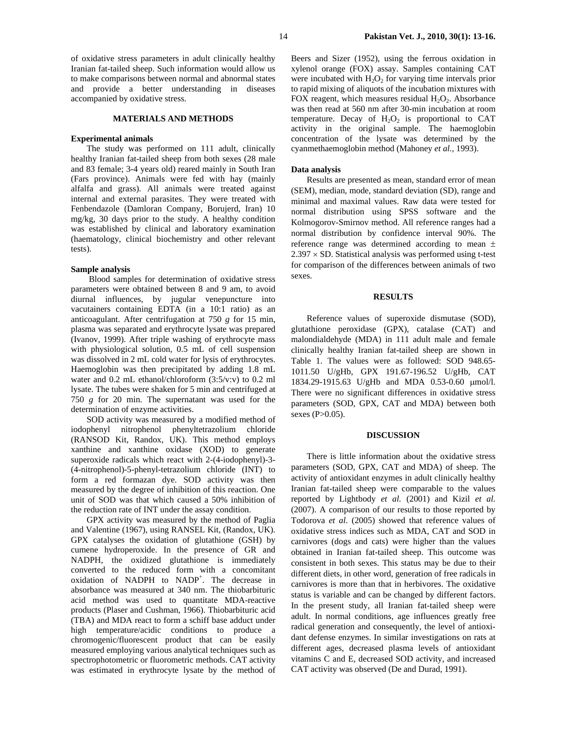of oxidative stress parameters in adult clinically healthy Iranian fat-tailed sheep. Such information would allow us to make comparisons between normal and abnormal states and provide a better understanding in diseases accompanied by oxidative stress.

## MATERIALS AND METHODS

### Experimental animals

The study was performed on 111 adult, clinically healthy Iranian fat-tailed sheep from both sexes (28 male and 83 female; 3-4 years old) reared mainly in South Iran (Fars province). Animals were fed with hay (mainly alfalfa and grass). All animals were treated against internal and external parasites. They were treated with Fenbendazole (Damloran Company, Borujerd, Iran) 10 mg/kg, 30 days prior to the study. A healthy condition was established by clinical and laboratory examination (haematology, clinical biochemistry and other relevant tests).

### Sample analysis

Blood samples for determination of oxidative stress parameters were obtained between 8 and 9 am, to avoid diurnal influences, by jugular venepuncture into vacutainers containing EDTA (in a 10:1 ratio) as an anticoagulant. After centrifugation at 750 *g* for 15 min, plasma was separated and erythrocyte lysate was prepared (Ivanov, 1999). After triple washing of erythrocyte mass with physiological solution, 0.5 mL of cell suspension was dissolved in 2 mL cold water for lysis of erythrocytes. Haemoglobin was then precipitated by adding 1.8 mL water and 0.2 mL ethanol/chloroform (3:5/v:v) to 0.2 ml lysate. The tubes were shaken for 5 min and centrifuged at 750 *g* for 20 min. The supernatant was used for the determination of enzyme activities.

SOD activity was measured by a modified method of iodophenyl nitrophenol phenyltetrazolium chloride (RANSOD Kit, Randox, UK). This method employs xanthine and xanthine oxidase (XOD) to generate superoxide radicals which react with 2-(4-iodophenyl)-3-(4-nitrophenol)-5-phenyl-tetrazolium chloride (INT) to form a red formazan dye. SOD activity was then measured by the degree of inhibition of this reaction. One unit of SOD was that which caused a 50% inhibition of the reduction rate of INT under the assay condition.

GPX activity was measured by the method of Paglia and Valentine (1967), using RANSEL Kit, (Randox, UK). GPX catalyses the oxidation of glutathione (GSH) by cumene hydroperoxide. In the presence of GR and NADPH, the oxidized glutathione is immediately converted to the reduced form with a concomitant oxidation of NADPH to $NADP^+$. The decrease in absorbance was measured at 340 nm. The thiobarbituric acid method was used to quantitate MDA-reactive products (Plaser and Cushman, 1966). Thiobarbituric acid (TBA) and MDA react to form a schiff base adduct under high temperature/acidic conditions to produce a chromogenic/fluorescent product that can be easily measured employing various analytical techniques such as spectrophotometric or fluorometric methods. CAT activity was estimated in erythrocyte lysate by the method of Beers and Sizer (1952), using the ferrous oxidation in xylenol orange (FOX) assay. Samples containing CAT were incubated with $H_2O_2$ for varying time intervals prior to rapid mixing of aliquots of the incubation mixtures with FOX reagent, which measures residual $H_2O_2$. Absorbance was then read at 560 nm after 30-min incubation at room temperature. Decay of $H_2O_2$ is proportional to CAT activity in the original sample. The haemoglobin concentration of the lysate was determined by the cyanmethaemoglobin method (Mahoney *et al.,* 1993).

### Data analysis

Results are presented as mean, standard error of mean (SEM), median, mode, standard deviation (SD), range and minimal and maximal values. Raw data were tested for normal distribution using SPSS software and the Kolmogorov-Smirnov method. All reference ranges had a normal distribution by confidence interval 90%. The reference range was determined according to mean ± 2.397 × SD. Statistical analysis was performed using t-test for comparison of the differences between animals of two sexes.

## RESULTS

Reference values of superoxide dismutase (SOD), glutathione peroxidase (GPX), catalase (CAT) and malondialdehyde (MDA) in 111 adult male and female clinically healthy Iranian fat-tailed sheep are shown in Table 1. The values were as followed: SOD 948.65-1011.50 U/gHb, GPX 191.67-196.52 U/gHb, CAT 1834.29-1915.63 U/gHb and MDA 0.53-0.60 μmol/l. There were no significant differences in oxidative stress parameters (SOD, GPX, CAT and MDA) between both sexes (P>0.05).

## DISCUSSION

There is little information about the oxidative stress parameters (SOD, GPX, CAT and MDA) of sheep. The activity of antioxidant enzymes in adult clinically healthy Iranian fat-tailed sheep were comparable to the values reported by Lightbody *et al.* (2001) and Kizil *et al.* (2007). A comparison of our results to those reported by Todorova *et al*. (2005) showed that reference values of oxidative stress indices such as MDA, CAT and SOD in carnivores (dogs and cats) were higher than the values obtained in Iranian fat-tailed sheep. This outcome was consistent in both sexes. This status may be due to their different diets, in other word, generation of free radicals in carnivores is more than that in herbivores. The oxidative status is variable and can be changed by different factors. In the present study, all Iranian fat-tailed sheep were adult. In normal conditions, age influences greatly free radical generation and consequently, the level of antioxidant defense enzymes. In similar investigations on rats at different ages, decreased plasma levels of antioxidant vitamins C and E, decreased SOD activity, and increased CAT activity was observed (De and Durad, 1991).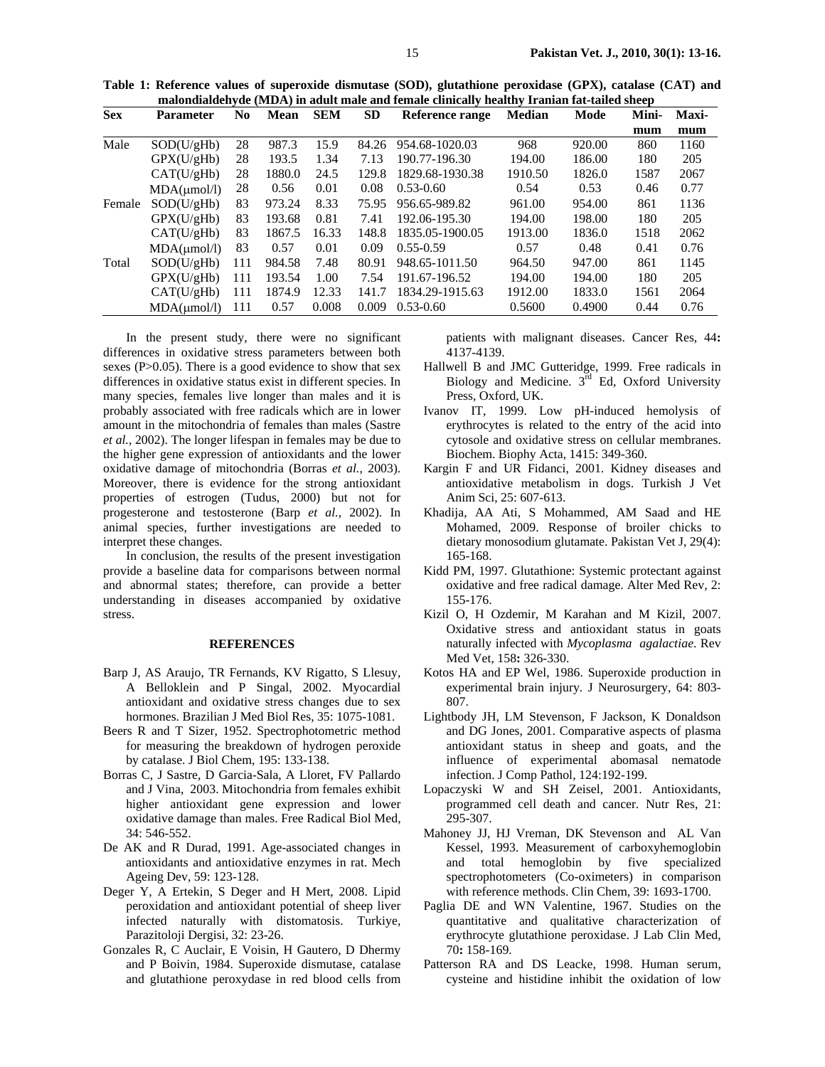**Table 1: Reference values of superoxide dismutase (SOD), glutathione peroxidase (GPX), catalase (CAT) and malondialdehyde (MDA) in adult male and female clinically healthy Iranian fat-tailed sheep**

| Sex | Parameter | No | Mean | SEM | SD | Reference range | Median | Mode | Minimum | Maximum |
|---|---|---|---|---|---|---|---|---|---|---|
| Male | SOD(U/gHb) | 28 | 987.3 | 15.9 | 84.26 | 954.68-1020.03 | 968 | 920.00 | 860 | 1160 |
| | GPX(U/gHb) | 28 | 193.5 | 1.34 | 7.13 | 190.77-196.30 | 194.00 | 186.00 | 180 | 205 |
| | CAT(U/gHb) | 28 | 1880.0 | 24.5 | 129.8 | 1829.68-1930.38 | 1910.50 | 1826.0 | 1587 | 2067 |
| | MDA(μmol/l) | 28 | 0.56 | 0.01 | 0.08 | 0.53-0.60 | 0.54 | 0.53 | 0.46 | 0.77 |
| Female | SOD(U/gHb) | 83 | 973.24 | 8.33 | 75.95 | 956.65-989.82 | 961.00 | 954.00 | 861 | 1136 |
| | GPX(U/gHb) | 83 | 193.68 | 0.81 | 7.41 | 192.06-195.30 | 194.00 | 198.00 | 180 | 205 |
| | CAT(U/gHb) | 83 | 1867.5 | 16.33 | 148.8 | 1835.05-1900.05 | 1913.00 | 1836.0 | 1518 | 2062 |
| | MDA(μmol/l) | 83 | 0.57 | 0.01 | 0.09 | 0.55-0.59 | 0.57 | 0.48 | 0.41 | 0.76 |
| Total | SOD(U/gHb) | 111 | 984.58 | 7.48 | 80.91 | 948.65-1011.50 | 964.50 | 947.00 | 861 | 1145 |
| | GPX(U/gHb) | 111 | 193.54 | 1.00 | 7.54 | 191.67-196.52 | 194.00 | 194.00 | 180 | 205 |
| | CAT(U/gHb) | 111 | 1874.9 | 12.33 | 141.7 | 1834.29-1915.63 | 1912.00 | 1833.0 | 1561 | 2064 |
| | MDA(μmol/l) | 111 | 0.57 | 0.008 | 0.009 | 0.53-0.60 | 0.5600 | 0.4900 | 0.44 | 0.76 |

In the present study, there were no significant differences in oxidative stress parameters between both sexes ($P>0.05$). There is a good evidence to show that sex differences in oxidative status exist in different species. In many species, females live longer than males and it is probably associated with free radicals which are in lower amount in the mitochondria of females than males (Sastre *et al.,* 2002). The longer lifespan in females may be due to the higher gene expression of antioxidants and the lower oxidative damage of mitochondria (Borras *et al.,* 2003). Moreover, there is evidence for the strong antioxidant properties of estrogen (Tudus, 2000) but not for progesterone and testosterone (Barp *et al.,* 2002). In animal species, further investigations are needed to interpret these changes.

In conclusion, the results of the present investigation provide a baseline data for comparisons between normal and abnormal states; therefore, can provide a better understanding in diseases accompanied by oxidative stress.

## REFERENCES

Barp J, AS Araujo, TR Fernands, KV Rigatto, S Llesuy, A Belloklein and P Singal, 2002. Myocardial antioxidant and oxidative stress changes due to sex hormones. Brazilian J Med Biol Res, 35: 1075-1081.

Beers R and T Sizer, 1952. Spectrophotometric method for measuring the breakdown of hydrogen peroxide by catalase. J Biol Chem, 195: 133-138.

Borras C, J Sastre, D Garcia-Sala, A Lloret, FV Pallardo and J Vina, 2003. Mitochondria from females exhibit higher antioxidant gene expression and lower oxidative damage than males. Free Radical Biol Med, 34: 546-552.

De AK and R Durad, 1991. Age-associated changes in antioxidants and antioxidative enzymes in rat. Mech Ageing Dev, 59: 123-128.

Deger Y, A Ertekin, S Deger and H Mert, 2008. Lipid peroxidation and antioxidant potential of sheep liver infected naturally with distomatosis. Turkiye, Parazitoloji Dergisi, 32: 23-26.

Gonzales R, C Auclair, E Voisin, H Gautero, D Dhermy and P Boivin, 1984. Superoxide dismutase, catalase and glutathione peroxydase in red blood cells from patients with malignant diseases. Cancer Res, 44**:** 4137-4139.

Hallwell B and JMC Gutteridge, 1999. Free radicals in Biology and Medicine. 3rd Ed, Oxford University Press, Oxford, UK.

Ivanov IT, 1999. Low pH-induced hemolysis of erythrocytes is related to the entry of the acid into cytosole and oxidative stress on cellular membranes. Biochem. Biophy Acta, 1415: 349-360.

Kargin F and UR Fidanci, 2001. Kidney diseases and antioxidative metabolism in dogs. Turkish J Vet Anim Sci, 25: 607-613.

Khadija, AA Ati, S Mohammed, AM Saad and HE Mohamed, 2009. Response of broiler chicks to dietary monosodium glutamate. Pakistan Vet J, 29(4): 165-168.

Kidd PM, 1997. Glutathione: Systemic protectant against oxidative and free radical damage. Alter Med Rev, 2: 155-176.

Kizil O, H Ozdemir, M Karahan and M Kizil, 2007. Oxidative stress and antioxidant status in goats naturally infected with *Mycoplasma agalactiae*. Rev Med Vet, 158**:** 326-330.

Kotos HA and EP Wel, 1986. Superoxide production in experimental brain injury. J Neurosurgery, 64: 803-807.

Lightbody JH, LM Stevenson, F Jackson, K Donaldson and DG Jones, 2001. Comparative aspects of plasma antioxidant status in sheep and goats, and the influence of experimental abomasal nematode infection. J Comp Pathol, 124:192-199.

Lopaczyski W and SH Zeisel, 2001. Antioxidants, programmed cell death and cancer. Nutr Res, 21: 295-307.

Mahoney JJ, HJ Vreman, DK Stevenson and AL Van Kessel, 1993. Measurement of carboxyhemoglobin and total hemoglobin by five specialized spectrophotometers (Co-oximeters) in comparison with reference methods. Clin Chem, 39: 1693-1700.

Paglia DE and WN Valentine, 1967. Studies on the quantitative and qualitative characterization of erythrocyte glutathione peroxidase. J Lab Clin Med, 70**:** 158-169.

Patterson RA and DS Leacke, 1998. Human serum, cysteine and histidine inhibit the oxidation of low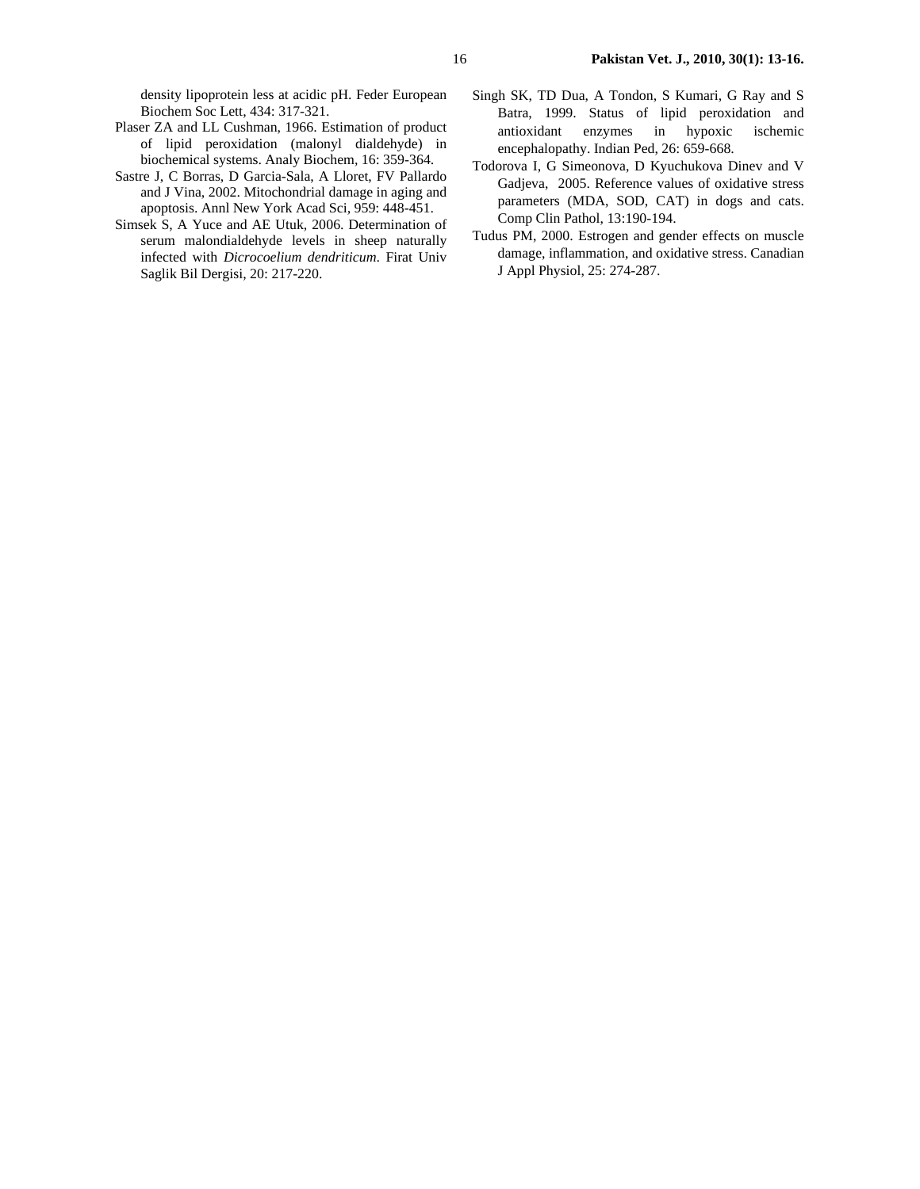density lipoprotein less at acidic pH. Feder European Biochem Soc Lett, 434: 317-321.

Plaser ZA and LL Cushman, 1966. Estimation of product of lipid peroxidation (malonyl dialdehyde) in biochemical systems. Analy Biochem, 16: 359-364.

Sastre J, C Borras, D Garcia-Sala, A Lloret, FV Pallardo and J Vina, 2002. Mitochondrial damage in aging and apoptosis. Annl New York Acad Sci, 959: 448-451.

Simsek S, A Yuce and AE Utuk, 2006. Determination of serum malondialdehyde levels in sheep naturally infected with *Dicrocoelium dendriticum*. Firat Univ Saglik Bil Dergisi, 20: 217-220.

Singh SK, TD Dua, A Tondon, S Kumari, G Ray and S Batra, 1999. Status of lipid peroxidation and antioxidant enzymes in hypoxic ischemic encephalopathy. Indian Ped, 26: 659-668.

Todorova I, G Simeonova, D Kyuchukova Dinev and V Gadjeva, 2005. Reference values of oxidative stress parameters (MDA, SOD, CAT) in dogs and cats. Comp Clin Pathol, 13:190-194.

Tudus PM, 2000. Estrogen and gender effects on muscle damage, inflammation, and oxidative stress. Canadian J Appl Physiol, 25: 274-287.